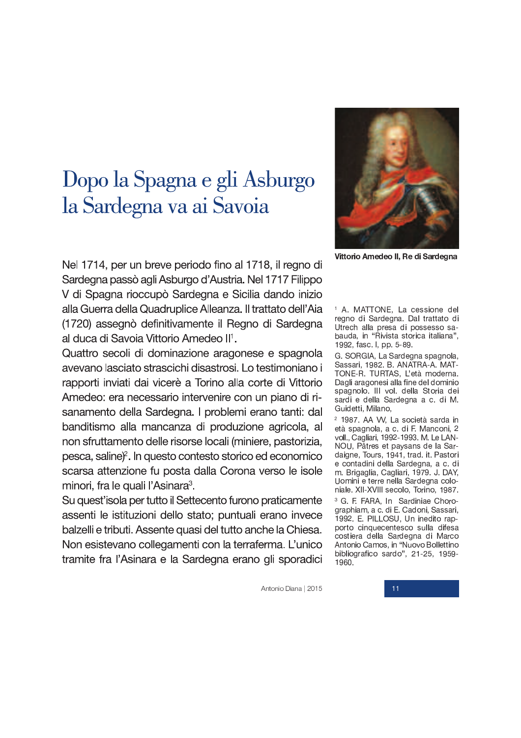# Dopo la Spagna e gli Asburgo la Sardegna va ai Savoia

Vittorio Amedeo II, Re di Sardegna

Nel 1714, per un breve periodo fino al 1718, il regno di Sardegna passò agli Asburgo d'Austria. Nel 1717 Filippo V di Spagna rioccupò Sardegna e Sicilia dando inizio alla Guerra della Quadruplice Alleanza. Il trattato dell'Aia (1720) assegnò definitivamente il Regno di Sardegna al duca di Savoia Vittorio Amedeo II[1].

Quattro secoli di dominazione aragonese e spagnola avevano lasciato strascichi disastrosi. Lo testimoniano i rapporti inviati dai vicerè a Torino alla corte di Vittorio Amedeo: era necessario intervenire con un piano di risanamento della Sardegna. I problemi erano tanti: dal banditismo alla mancanza di produzione agricola, al non sfruttamento delle risorse locali (miniere, pastorizia, pesca, saline)[2]. In questo contesto storico ed economico scarsa attenzione fu posta dalla Corona verso le isole minori, fra le quali l'Asinara[3].

Su quest'isola per tutto il Settecento furono praticamente assenti le istituzioni dello stato; puntuali erano invece balzelli e tributi. Assente quasi del tutto anche la Chiesa. Non esistevano collegamenti con la terraferma. L'unico tramite fra l'Asinara e la Sardegna erano gli sporadici

[1] A. MATTONE, La cessione del regno di Sardegna. Dal trattato di Utrech alla presa di possesso sabauda, in "Rivista storica italiana", 1992, fasc. I, pp. 5-89.

G. SORGIA, La Sardegna spagnola, Sassari, 1982. B. ANATRA-A. MATTONE-R. TURTAS, L'età moderna. Dagli aragonesi alla fine del dominio spagnolo. III vol. della Storia dei sardi e della Sardegna a c. di M. Guidetti, Milano,

[2] 1987. AA VV, La società sarda in età spagnola, a c. di F. Manconi, 2 voll., Cagliari, 1992-1993. M. Le LANNOU, Pâtres et paysans de la Sardaigne, Tours, 1941, trad. it. Pastori e contadini della Sardegna, a c. di m. Brigaglia, Cagliari, 1979. J. DAY, Uomini e terre nella Sardegna coloniale. XII-XVIII secolo, Torino, 1987.

[3] G. F. FARA, In Sardiniae Chorographiam, a c. di E. Cadoni, Sassari, 1992. E. PILLOSU, Un inedito rapporto cinquecentesco sulla difesa costiera della Sardegna di Marco Antonio Camos, in "Nuovo Bollettino bibliografico sardo", 21-25, 1959-1960.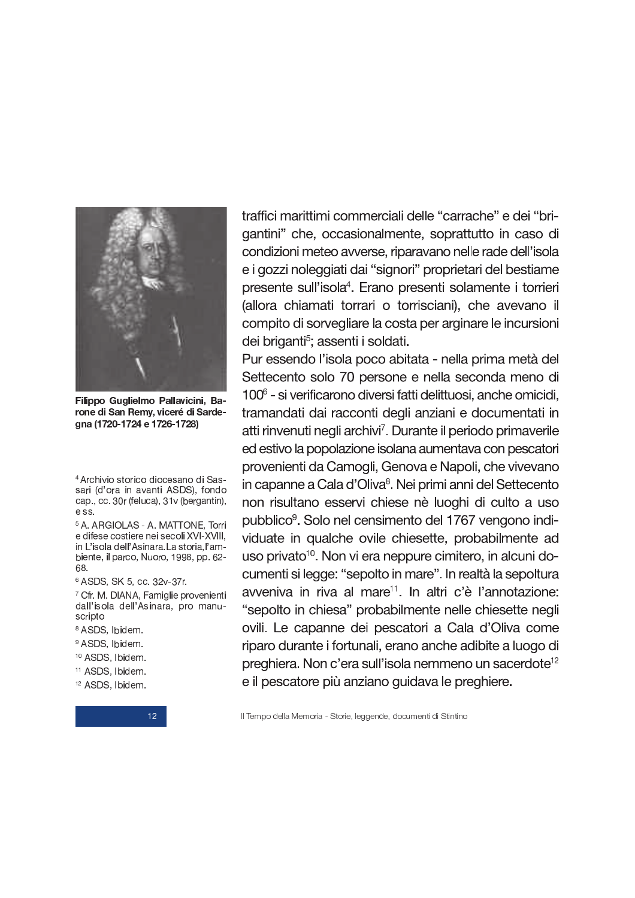traffici marittimi commerciali delle “carrache” e dei “brigantini” che, occasionalmente, soprattutto in caso di condizioni meteo avverse, riparavano nelle rade dell’isola e i gozzi noleggiati dai “signori” proprietari del bestiame presente sull’isola[4]. Erano presenti solamente i torrieri (allora chiamati torrari o torrisciani), che avevano il compito di sorvegliare la costa per arginare le incursioni dei briganti[5]; assenti i soldati.

Pur essendo l’isola poco abitata - nella prima metà del Settecento solo 70 persone e nella seconda meno di 100[6] - si verificarono diversi fatti delittuosi, anche omicidi, tramandati dai racconti degli anziani e documentati in atti rinvenuti negli archivi[7]. Durante il periodo primaverile ed estivo la popolazione isolana aumentava con pescatori provenienti da Camogli, Genova e Napoli, che vivevano in capanne a Cala d’Oliva[8]. Nei primi anni del Settecento non risultano esservi chiese nè luoghi di culto a uso pubblico[9]. Solo nel censimento del 1767 vengono individuate in qualche ovile chiesette, probabilmente ad uso privato[10]. Non vi era neppure cimitero, in alcuni documenti si legge: “sepolto in mare”. In realtà la sepoltura avveniva in riva al mare[11]. In altri c’è l’annotazione: “sepolto in chiesa” probabilmente nelle chiesette negli ovili. Le capanne dei pescatori a Cala d’Oliva come riparo durante i fortunali, erano anche adibite a luogo di preghiera. Non c’era sull’isola nemmeno un sacerdote[12] e il pescatore più anziano guidava le preghiere.

**Filippo Guglielmo Pallavicini, Barone di San Remy, viceré di Sardegna (1720-1724 e 1726-1728)**

[4] Archivio storico diocesano di Sassari (d’ora in avanti ASDS), fondo cap., cc. 30r (feluca), 31v (bergantin), e ss.

[5] A. ARGIOLAS - A. MATTONE, Torri e difese costiere nei secoli XVI-XVIII, in L’isola dell’Asinara. La storia, l’ambiente, il parco, Nuoro, 1998, pp. 62-68.

[6] ASDS, SK 5, cc. 32v-37r.

[7] Cfr. M. DIANA, Famiglie provenienti dall’isola dell’Asinara, pro manuscripto

[8] ASDS, Ibidem.

[9] ASDS, Ibidem.

[10] ASDS, Ibidem.

[11] ASDS, Ibidem.

[12] ASDS, Ibidem.